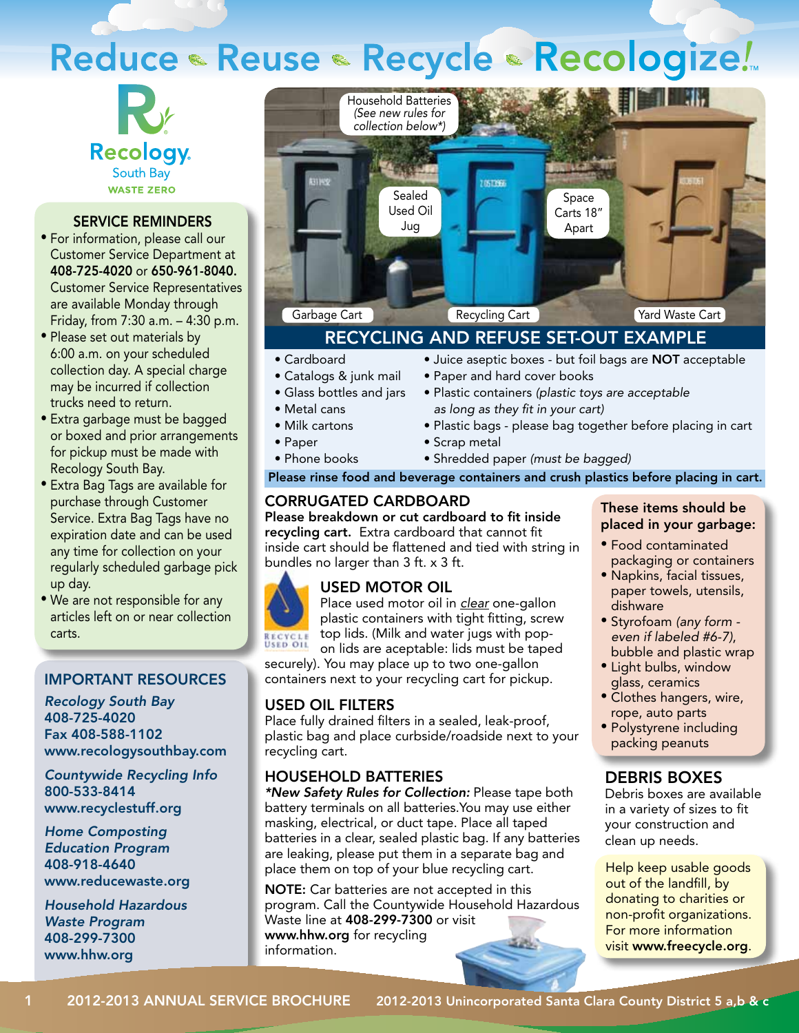# Reduce • Reuse • Recycle • Recologize!™

Recology South Bay
WASTE ZERO

## SERVICE REMINDERS

- For information, please call our Customer Service Department at **408-725-4020** or **650-961-8040.** Customer Service Representatives are available Monday through Friday, from 7:30 a.m. – 4:30 p.m.
- Please set out materials by 6:00 a.m. on your scheduled collection day. A special charge may be incurred if collection trucks need to return.
- Extra garbage must be bagged or boxed and prior arrangements for pickup must be made with Recology South Bay.
- Extra Bag Tags are available for purchase through Customer Service. Extra Bag Tags have no expiration date and can be used any time for collection on your regularly scheduled garbage pick up day.
- We are not responsible for any articles left on or near collection carts.

## IMPORTANT RESOURCES

*Recology South Bay*
**408-725-4020**
**Fax 408-588-1102**
**www.recologysouthbay.com**

*Countywide Recycling Info*
**800-533-8414**
**www.recyclestuff.org**

*Home Composting Education Program*
**408-918-4640**
**www.reducewaste.org**

*Household Hazardous Waste Program*
**408-299-7300**
**www.hhw.org**

Household Batteries *(See new rules for collection below\*)*

Sealed Used Oil Jug

Space Carts 18" Apart

Garbage Cart | Recycling Cart | Yard Waste Cart

## RECYCLING AND REFUSE SET-OUT EXAMPLE

- Cardboard
- Catalogs & junk mail
- Glass bottles and jars
- Metal cans
- Milk cartons
- Paper
- Phone books
- Juice aseptic boxes - but foil bags are **NOT** acceptable
- Paper and hard cover books
- Plastic containers *(plastic toys are acceptable as long as they fit in your cart)*
- Plastic bags - please bag together before placing in cart
- Scrap metal
- Shredded paper *(must be bagged)*

**Please rinse food and beverage containers and crush plastics before placing in cart.**

## CORRUGATED CARDBOARD

**Please breakdown or cut cardboard to fit inside recycling cart.** Extra cardboard that cannot fit inside cart should be flattened and tied with string in bundles no larger than 3 ft. x 3 ft.

## USED MOTOR OIL

Place used motor oil in *clear* one-gallon plastic containers with tight fitting, screw top lids. (Milk and water jugs with pop-on lids are acceptable: lids must be taped securely). You may place up to two one-gallon containers next to your recycling cart for pickup.

## USED OIL FILTERS

Place fully drained filters in a sealed, leak-proof, plastic bag and place curbside/roadside next to your recycling cart.

## HOUSEHOLD BATTERIES

***New Safety Rules for Collection:*** Please tape both battery terminals on all batteries.You may use either masking, electrical, or duct tape. Place all taped batteries in a clear, sealed plastic bag. If any batteries are leaking, please put them in a separate bag and place them on top of your blue recycling cart.

**NOTE:** Car batteries are not accepted in this program. Call the Countywide Household Hazardous Waste line at **408-299-7300** or visit **www.hhw.org** for recycling information.

### These items should be placed in your garbage:

- Food contaminated packaging or containers
- Napkins, facial tissues, paper towels, utensils, dishware
- Styrofoam *(any form - even if labeled #6-7)*, bubble and plastic wrap
- Light bulbs, window glass, ceramics
- Clothes hangers, wire, rope, auto parts
- Polystyrene including packing peanuts

## DEBRIS BOXES

Debris boxes are available in a variety of sizes to fit your construction and clean up needs.

Help keep usable goods out of the landfill, by donating to charities or non-profit organizations. For more information visit **www.freecycle.org**.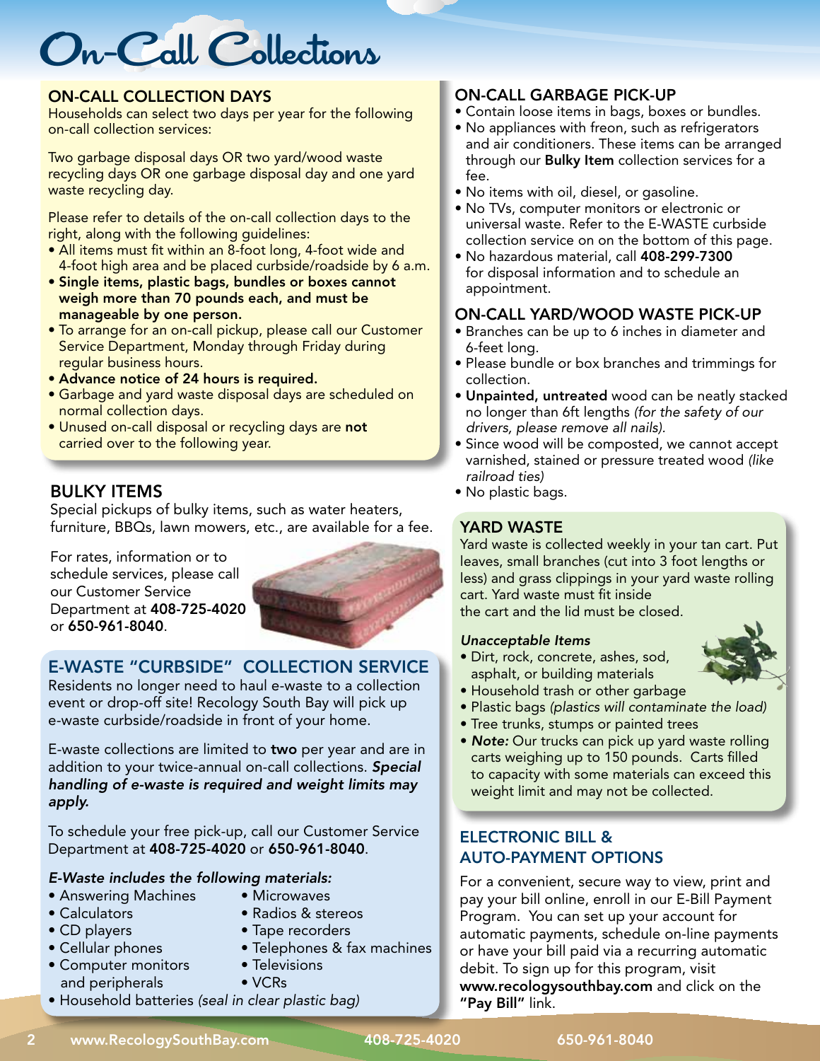# On-Call Collections

## ON-CALL COLLECTION DAYS

Households can select two days per year for the following on-call collection services:

Two garbage disposal days OR two yard/wood waste recycling days OR one garbage disposal day and one yard waste recycling day.

Please refer to details of the on-call collection days to the right, along with the following guidelines:

- All items must fit within an 8-foot long, 4-foot wide and 4-foot high area and be placed curbside/roadside by 6 a.m.
- **Single items, plastic bags, bundles or boxes cannot weigh more than 70 pounds each, and must be manageable by one person.**
- To arrange for an on-call pickup, please call our Customer Service Department, Monday through Friday during regular business hours.
- **Advance notice of 24 hours is required.**
- Garbage and yard waste disposal days are scheduled on normal collection days.
- Unused on-call disposal or recycling days are **not** carried over to the following year.

## BULKY ITEMS

Special pickups of bulky items, such as water heaters, furniture, BBQs, lawn mowers, etc., are available for a fee.

For rates, information or to schedule services, please call our Customer Service Department at **408-725-4020** or **650-961-8040**.

## E-WASTE "CURBSIDE" COLLECTION SERVICE

Residents no longer need to haul e-waste to a collection event or drop-off site! Recology South Bay will pick up e-waste curbside/roadside in front of your home.

E-waste collections are limited to **two** per year and are in addition to your twice-annual on-call collections. ***Special handling of e-waste is required and weight limits may apply.***

To schedule your free pick-up, call our Customer Service Department at **408-725-4020** or **650-961-8040**.

***E-Waste includes the following materials:***

- Answering Machines
- Calculators
- CD players
- Cellular phones
- Computer monitors and peripherals
- Microwaves
- Radios & stereos
- Tape recorders
- Telephones & fax machines
- Televisions
- VCRs
- Household batteries *(seal in clear plastic bag)*

## ON-CALL GARBAGE PICK-UP

- Contain loose items in bags, boxes or bundles.
- No appliances with freon, such as refrigerators and air conditioners. These items can be arranged through our **Bulky Item** collection services for a fee.
- No items with oil, diesel, or gasoline.
- No TVs, computer monitors or electronic or universal waste. Refer to the E-WASTE curbside collection service on on the bottom of this page.
- No hazardous material, call **408-299-7300** for disposal information and to schedule an appointment.

## ON-CALL YARD/WOOD WASTE PICK-UP

- Branches can be up to 6 inches in diameter and 6-feet long.
- Please bundle or box branches and trimmings for collection.
- **Unpainted, untreated** wood can be neatly stacked no longer than 6ft lengths *(for the safety of our drivers, please remove all nails).*
- Since wood will be composted, we cannot accept varnished, stained or pressure treated wood *(like railroad ties)*
- No plastic bags.

## YARD WASTE

Yard waste is collected weekly in your tan cart. Put leaves, small branches (cut into 3 foot lengths or less) and grass clippings in your yard waste rolling cart. Yard waste must fit inside the cart and the lid must be closed.

***Unacceptable Items***

- Dirt, rock, concrete, ashes, sod, asphalt, or building materials
- Household trash or other garbage
- Plastic bags *(plastics will contaminate the load)*
- Tree trunks, stumps or painted trees
- ***Note:*** Our trucks can pick up yard waste rolling carts weighing up to 150 pounds. Carts filled to capacity with some materials can exceed this weight limit and may not be collected.

## ELECTRONIC BILL & AUTO-PAYMENT OPTIONS

For a convenient, secure way to view, print and pay your bill online, enroll in our E-Bill Payment Program. You can set up your account for automatic payments, schedule on-line payments or have your bill paid via a recurring automatic debit. To sign up for this program, visit **www.recologysouthbay.com** and click on the **"Pay Bill"** link.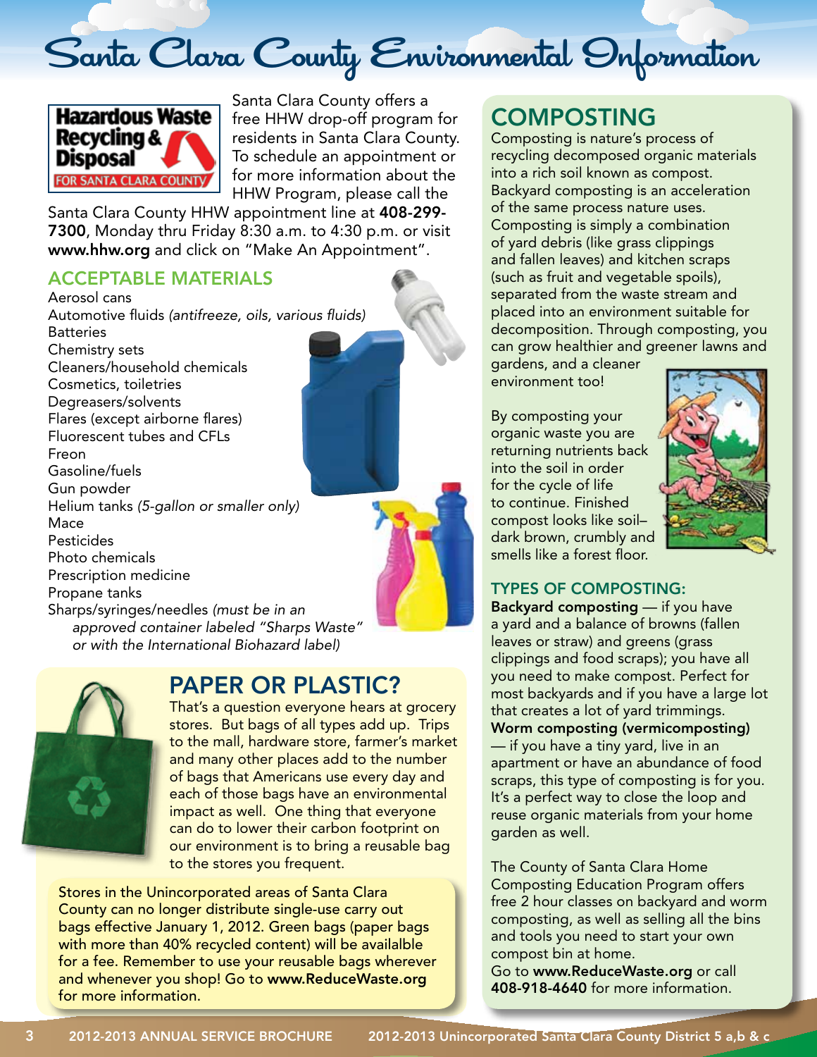# Santa Clara County Environmental Information

Hazardous Waste Recycling & Disposal FOR SANTA CLARA COUNTY

Santa Clara County offers a free HHW drop-off program for residents in Santa Clara County. To schedule an appointment or for more information about the HHW Program, please call the Santa Clara County HHW appointment line at **408-299-7300**, Monday thru Friday 8:30 a.m. to 4:30 p.m. or visit **www.hhw.org** and click on "Make An Appointment".

## ACCEPTABLE MATERIALS

Aerosol cans
Automotive fluids *(antifreeze, oils, various fluids)*
Batteries
Chemistry sets
Cleaners/household chemicals
Cosmetics, toiletries
Degreasers/solvents
Flares (except airborne flares)
Fluorescent tubes and CFLs
Freon
Gasoline/fuels
Gun powder
Helium tanks *(5-gallon or smaller only)*
Mace
Pesticides
Photo chemicals
Prescription medicine
Propane tanks
Sharps/syringes/needles *(must be in an approved container labeled "Sharps Waste" or with the International Biohazard label)*

## PAPER OR PLASTIC?

That's a question everyone hears at grocery stores. But bags of all types add up. Trips to the mall, hardware store, farmer's market and many other places add to the number of bags that Americans use every day and each of those bags have an environmental impact as well. One thing that everyone can do to lower their carbon footprint on our environment is to bring a reusable bag to the stores you frequent.

Stores in the Unincorporated areas of Santa Clara County can no longer distribute single-use carry out bags effective January 1, 2012. Green bags (paper bags with more than 40% recycled content) will be availalble for a fee. Remember to use your reusable bags wherever and whenever you shop! Go to **www.ReduceWaste.org** for more information.

## COMPOSTING

Composting is nature's process of recycling decomposed organic materials into a rich soil known as compost. Backyard composting is an acceleration of the same process nature uses. Composting is simply a combination of yard debris (like grass clippings and fallen leaves) and kitchen scraps (such as fruit and vegetable spoils), separated from the waste stream and placed into an environment suitable for decomposition. Through composting, you can grow healthier and greener lawns and gardens, and a cleaner environment too!

By composting your organic waste you are returning nutrients back into the soil in order for the cycle of life to continue. Finished compost looks like soil– dark brown, crumbly and smells like a forest floor.

### TYPES OF COMPOSTING:

**Backyard composting** — if you have a yard and a balance of browns (fallen leaves or straw) and greens (grass clippings and food scraps); you have all you need to make compost. Perfect for most backyards and if you have a large lot that creates a lot of yard trimmings.

**Worm composting (vermicomposting)** — if you have a tiny yard, live in an apartment or have an abundance of food scraps, this type of composting is for you. It's a perfect way to close the loop and reuse organic materials from your home garden as well.

The County of Santa Clara Home Composting Education Program offers free 2 hour classes on backyard and worm composting, as well as selling all the bins and tools you need to start your own compost bin at home.
Go to **www.ReduceWaste.org** or call **408-918-4640** for more information.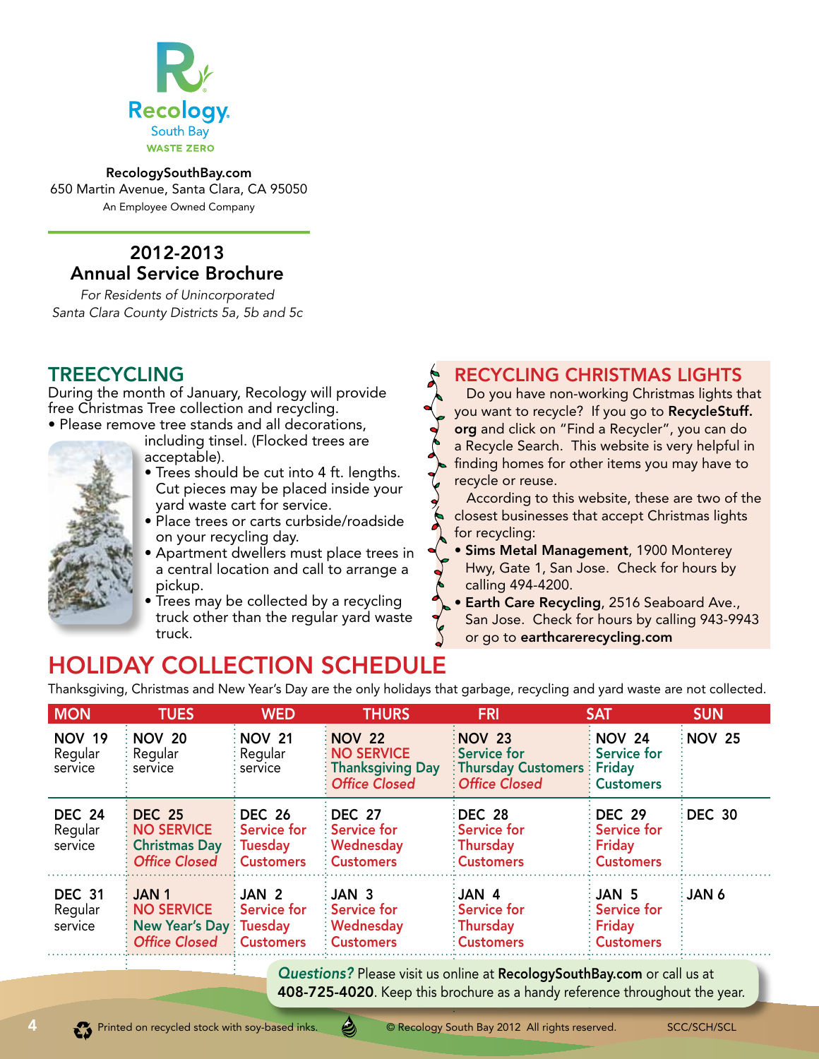**Recology** South Bay
WASTE ZERO

**RecologySouthBay.com**
650 Martin Avenue, Santa Clara, CA 95050
An Employee Owned Company

# 2012-2013 Annual Service Brochure

*For Residents of Unincorporated Santa Clara County Districts 5a, 5b and 5c*

## TREECYCLING

During the month of January, Recology will provide free Christmas Tree collection and recycling.

- Please remove tree stands and all decorations, including tinsel. (Flocked trees are acceptable).
- Trees should be cut into 4 ft. lengths. Cut pieces may be placed inside your yard waste cart for service.
- Place trees or carts curbside/roadside on your recycling day.
- Apartment dwellers must place trees in a central location and call to arrange a pickup.
- Trees may be collected by a recycling truck other than the regular yard waste truck.

## RECYCLING CHRISTMAS LIGHTS

Do you have non-working Christmas lights that you want to recycle? If you go to **RecycleStuff.org** and click on "Find a Recycler", you can do a Recycle Search. This website is very helpful in finding homes for other items you may have to recycle or reuse.

According to this website, these are two of the closest businesses that accept Christmas lights for recycling:

- **Sims Metal Management**, 1900 Monterey Hwy, Gate 1, San Jose. Check for hours by calling 494-4200.
- **Earth Care Recycling**, 2516 Seaboard Ave., San Jose. Check for hours by calling 943-9943 or go to **earthcarerecycling.com**

## HOLIDAY COLLECTION SCHEDULE

Thanksgiving, Christmas and New Year's Day are the only holidays that garbage, recycling and yard waste are not collected.

| MON | TUES | WED | THURS | FRI | SAT | SUN |
|---|---|---|---|---|---|---|
| NOV 19 Regular service | NOV 20 Regular service | NOV 21 Regular service | NOV 22 NO SERVICE Thanksgiving Day *Office Closed* | NOV 23 Service for Thursday Customers *Office Closed* | NOV 24 Service for Friday Customers | NOV 25 |
| DEC 24 Regular service | DEC 25 NO SERVICE Christmas Day *Office Closed* | DEC 26 Service for Tuesday Customers | DEC 27 Service for Wednesday Customers | DEC 28 Service for Thursday Customers | DEC 29 Service for Friday Customers | DEC 30 |
| DEC 31 Regular service | JAN 1 NO SERVICE New Year's Day *Office Closed* | JAN 2 Service for Tuesday Customers | JAN 3 Service for Wednesday Customers | JAN 4 Service for Thursday Customers | JAN 5 Service for Friday Customers | JAN 6 |

***Questions?*** Please visit us online at **RecologySouthBay.com** or call us at **408-725-4020**. Keep this brochure as a handy reference throughout the year.

Printed on recycled stock with soy-based inks. © Recology South Bay 2012 All rights reserved. SCC/SCH/SCL